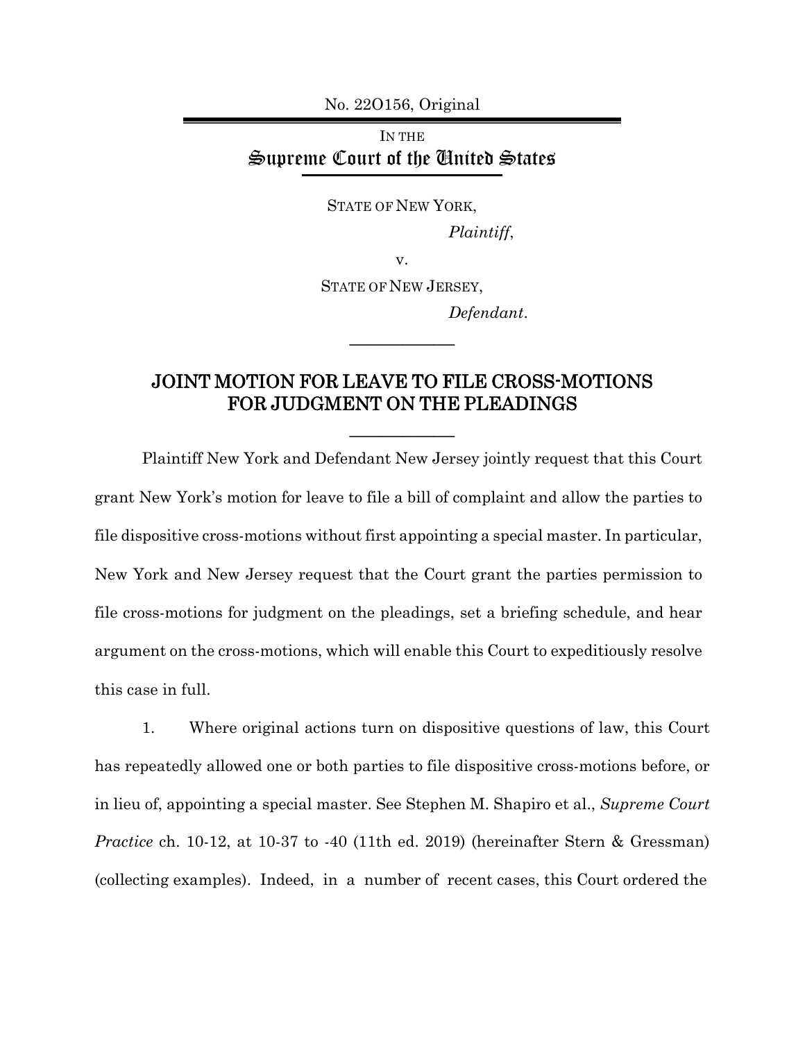No. 22O156, Original

IN THE
# Supreme Court of the United States

STATE OF NEW YORK,

*Plaintiff*,

v.

STATE OF NEW JERSEY,

*Defendant*.

---

## JOINT MOTION FOR LEAVE TO FILE CROSS-MOTIONS FOR JUDGMENT ON THE PLEADINGS

---

Plaintiff New York and Defendant New Jersey jointly request that this Court grant New York's motion for leave to file a bill of complaint and allow the parties to file dispositive cross-motions without first appointing a special master. In particular, New York and New Jersey request that the Court grant the parties permission to file cross-motions for judgment on the pleadings, set a briefing schedule, and hear argument on the cross-motions, which will enable this Court to expeditiously resolve this case in full.

1. Where original actions turn on dispositive questions of law, this Court has repeatedly allowed one or both parties to file dispositive cross-motions before, or in lieu of, appointing a special master. See Stephen M. Shapiro et al., *Supreme Court Practice* ch. 10-12, at 10-37 to -40 (11th ed. 2019) (hereinafter Stern & Gressman) (collecting examples). Indeed, in a number of recent cases, this Court ordered the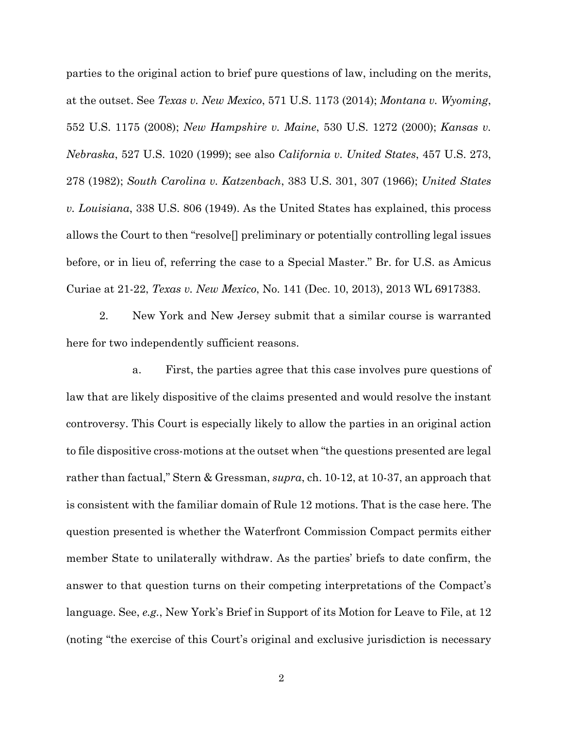parties to the original action to brief pure questions of law, including on the merits, at the outset. See *Texas v. New Mexico*, 571 U.S. 1173 (2014); *Montana v. Wyoming*, 552 U.S. 1175 (2008); *New Hampshire v. Maine*, 530 U.S. 1272 (2000); *Kansas v. Nebraska*, 527 U.S. 1020 (1999); see also *California v. United States*, 457 U.S. 273, 278 (1982); *South Carolina v. Katzenbach*, 383 U.S. 301, 307 (1966); *United States v. Louisiana*, 338 U.S. 806 (1949). As the United States has explained, this process allows the Court to then "resolve[] preliminary or potentially controlling legal issues before, or in lieu of, referring the case to a Special Master." Br. for U.S. as Amicus Curiae at 21-22, *Texas v. New Mexico*, No. 141 (Dec. 10, 2013), 2013 WL 6917383.

2. New York and New Jersey submit that a similar course is warranted here for two independently sufficient reasons.

a. First, the parties agree that this case involves pure questions of law that are likely dispositive of the claims presented and would resolve the instant controversy. This Court is especially likely to allow the parties in an original action to file dispositive cross-motions at the outset when "the questions presented are legal rather than factual," Stern & Gressman, *supra*, ch. 10-12, at 10-37, an approach that is consistent with the familiar domain of Rule 12 motions. That is the case here. The question presented is whether the Waterfront Commission Compact permits either member State to unilaterally withdraw. As the parties' briefs to date confirm, the answer to that question turns on their competing interpretations of the Compact's language. See, *e.g.*, New York's Brief in Support of its Motion for Leave to File, at 12 (noting "the exercise of this Court's original and exclusive jurisdiction is necessary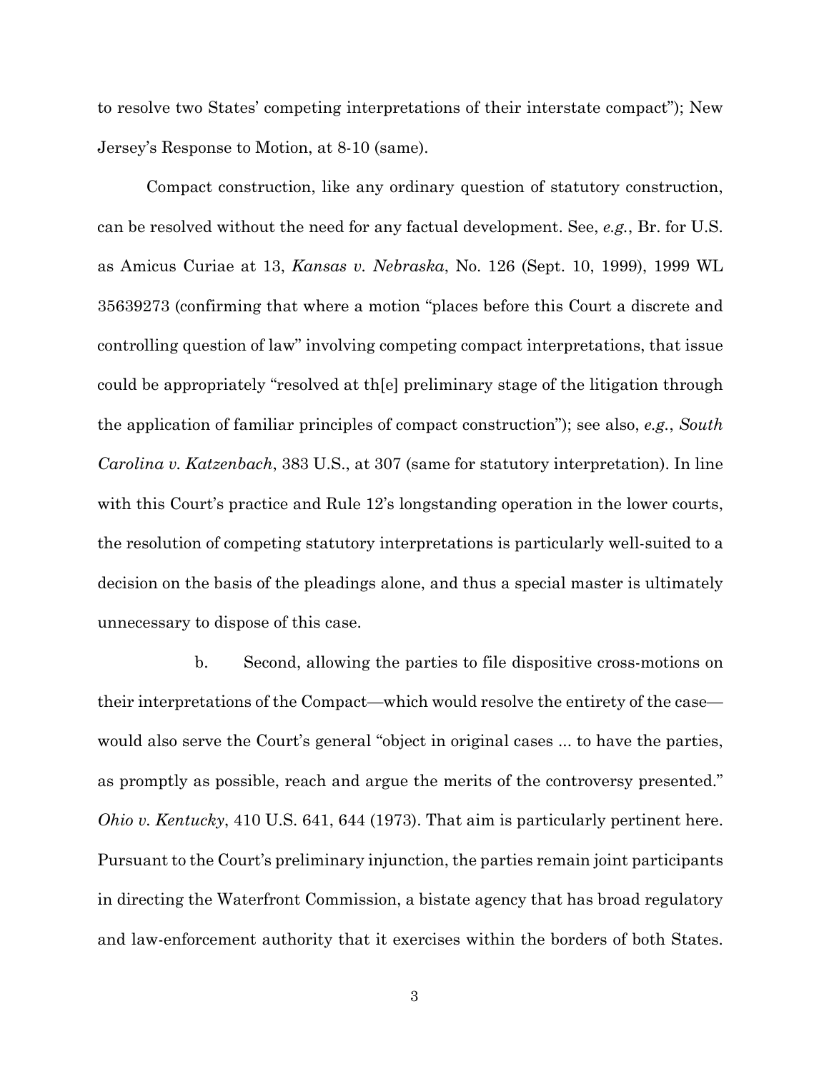to resolve two States' competing interpretations of their interstate compact"); New Jersey's Response to Motion, at 8-10 (same).

Compact construction, like any ordinary question of statutory construction, can be resolved without the need for any factual development. See, *e.g.*, Br. for U.S. as Amicus Curiae at 13, *Kansas v. Nebraska*, No. 126 (Sept. 10, 1999), 1999 WL 35639273 (confirming that where a motion "places before this Court a discrete and controlling question of law" involving competing compact interpretations, that issue could be appropriately "resolved at th[e] preliminary stage of the litigation through the application of familiar principles of compact construction"); see also, *e.g.*, *South Carolina v. Katzenbach*, 383 U.S., at 307 (same for statutory interpretation). In line with this Court's practice and Rule 12's longstanding operation in the lower courts, the resolution of competing statutory interpretations is particularly well-suited to a decision on the basis of the pleadings alone, and thus a special master is ultimately unnecessary to dispose of this case.

b. Second, allowing the parties to file dispositive cross-motions on their interpretations of the Compact—which would resolve the entirety of the case—would also serve the Court's general "object in original cases ... to have the parties, as promptly as possible, reach and argue the merits of the controversy presented." *Ohio v. Kentucky*, 410 U.S. 641, 644 (1973). That aim is particularly pertinent here. Pursuant to the Court's preliminary injunction, the parties remain joint participants in directing the Waterfront Commission, a bistate agency that has broad regulatory and law-enforcement authority that it exercises within the borders of both States.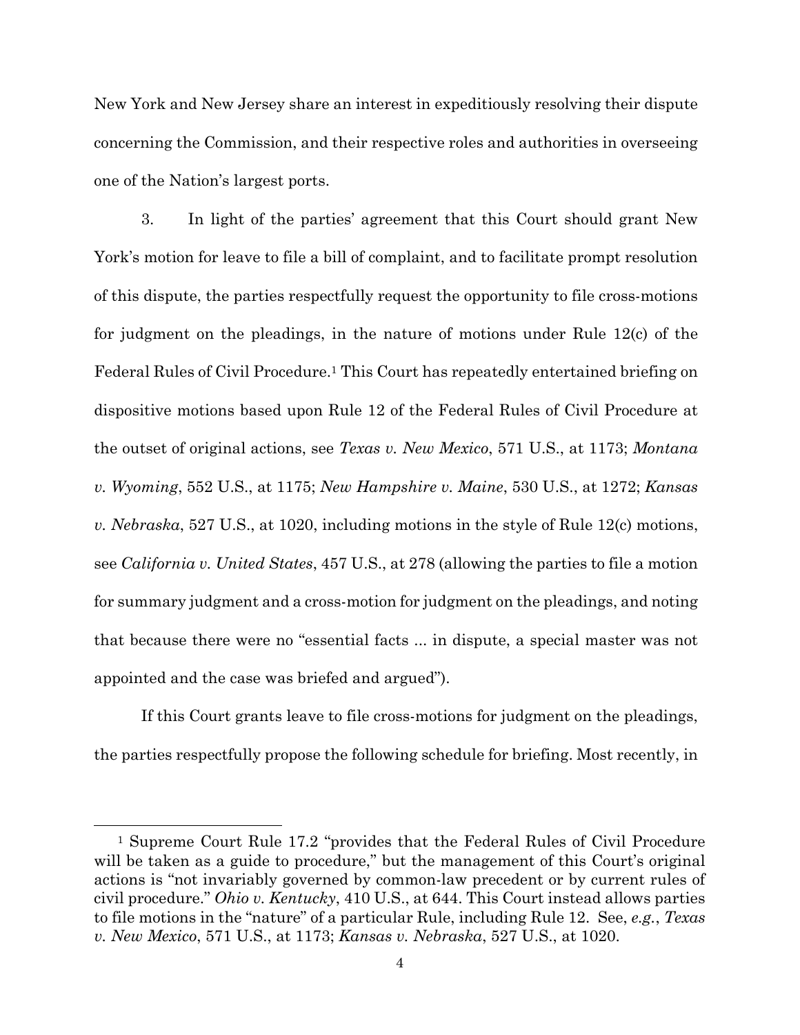New York and New Jersey share an interest in expeditiously resolving their dispute concerning the Commission, and their respective roles and authorities in overseeing one of the Nation's largest ports.

3. In light of the parties' agreement that this Court should grant New York's motion for leave to file a bill of complaint, and to facilitate prompt resolution of this dispute, the parties respectfully request the opportunity to file cross-motions for judgment on the pleadings, in the nature of motions under Rule 12(c) of the Federal Rules of Civil Procedure.[1] This Court has repeatedly entertained briefing on dispositive motions based upon Rule 12 of the Federal Rules of Civil Procedure at the outset of original actions, see *Texas v. New Mexico*, 571 U.S., at 1173; *Montana v. Wyoming*, 552 U.S., at 1175; *New Hampshire v. Maine*, 530 U.S., at 1272; *Kansas v. Nebraska*, 527 U.S., at 1020, including motions in the style of Rule 12(c) motions, see *California v. United States*, 457 U.S., at 278 (allowing the parties to file a motion for summary judgment and a cross-motion for judgment on the pleadings, and noting that because there were no "essential facts ... in dispute, a special master was not appointed and the case was briefed and argued").

If this Court grants leave to file cross-motions for judgment on the pleadings, the parties respectfully propose the following schedule for briefing. Most recently, in

---

[1] Supreme Court Rule 17.2 "provides that the Federal Rules of Civil Procedure will be taken as a guide to procedure," but the management of this Court's original actions is "not invariably governed by common-law precedent or by current rules of civil procedure." *Ohio v. Kentucky*, 410 U.S., at 644. This Court instead allows parties to file motions in the "nature" of a particular Rule, including Rule 12. See, *e.g.*, *Texas v. New Mexico*, 571 U.S., at 1173; *Kansas v. Nebraska*, 527 U.S., at 1020.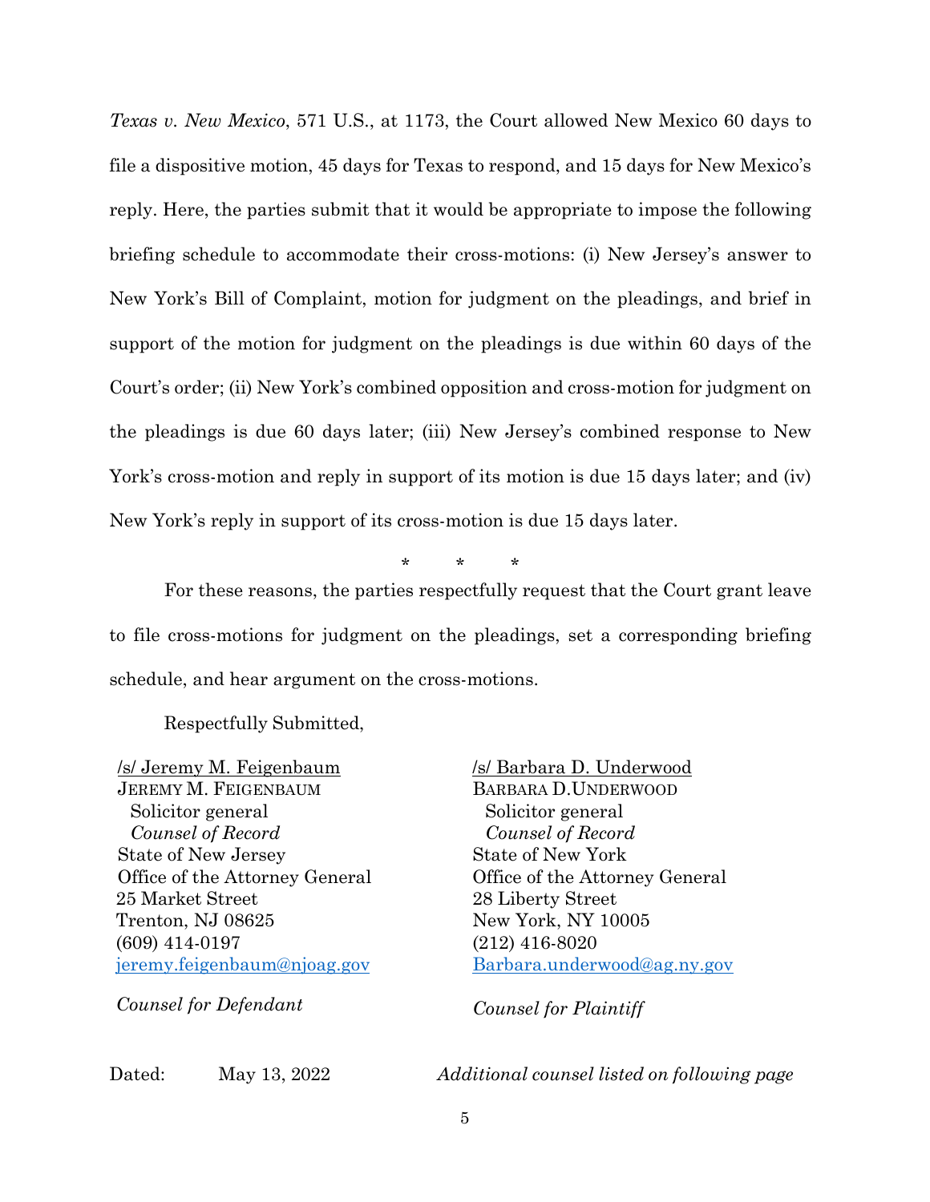*Texas v. New Mexico*, 571 U.S., at 1173, the Court allowed New Mexico 60 days to file a dispositive motion, 45 days for Texas to respond, and 15 days for New Mexico's reply. Here, the parties submit that it would be appropriate to impose the following briefing schedule to accommodate their cross-motions: (i) New Jersey's answer to New York's Bill of Complaint, motion for judgment on the pleadings, and brief in support of the motion for judgment on the pleadings is due within 60 days of the Court's order; (ii) New York's combined opposition and cross-motion for judgment on the pleadings is due 60 days later; (iii) New Jersey's combined response to New York's cross-motion and reply in support of its motion is due 15 days later; and (iv) New York's reply in support of its cross-motion is due 15 days later.

\* \* \*

For these reasons, the parties respectfully request that the Court grant leave to file cross-motions for judgment on the pleadings, set a corresponding briefing schedule, and hear argument on the cross-motions.

Respectfully Submitted,

/s/ Jeremy M. Feigenbaum
JEREMY M. FEIGENBAUM
Solicitor general
*Counsel of Record*
State of New Jersey
Office of the Attorney General
25 Market Street
Trenton, NJ 08625
(609) 414-0197
jeremy.feigenbaum@njoag.gov

*Counsel for Defendant*

/s/ Barbara D. Underwood
BARBARA D.UNDERWOOD
Solicitor general
*Counsel of Record*
State of New York
Office of the Attorney General
28 Liberty Street
New York, NY 10005
(212) 416-8020
Barbara.underwood@ag.ny.gov

*Counsel for Plaintiff*

Dated: May 13, 2022

*Additional counsel listed on following page*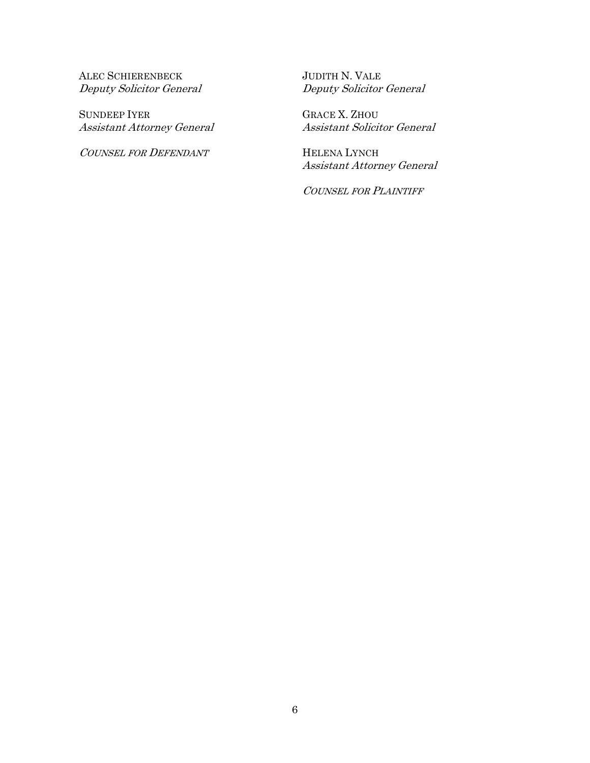ALEC SCHIERENBECK
*Deputy Solicitor General*

SUNDEEP IYER
*Assistant Attorney General*

*COUNSEL FOR DEFENDANT*

JUDITH N. VALE
*Deputy Solicitor General*

GRACE X. ZHOU
*Assistant Solicitor General*

HELENA LYNCH
*Assistant Attorney General*

*COUNSEL FOR PLAINTIFF*